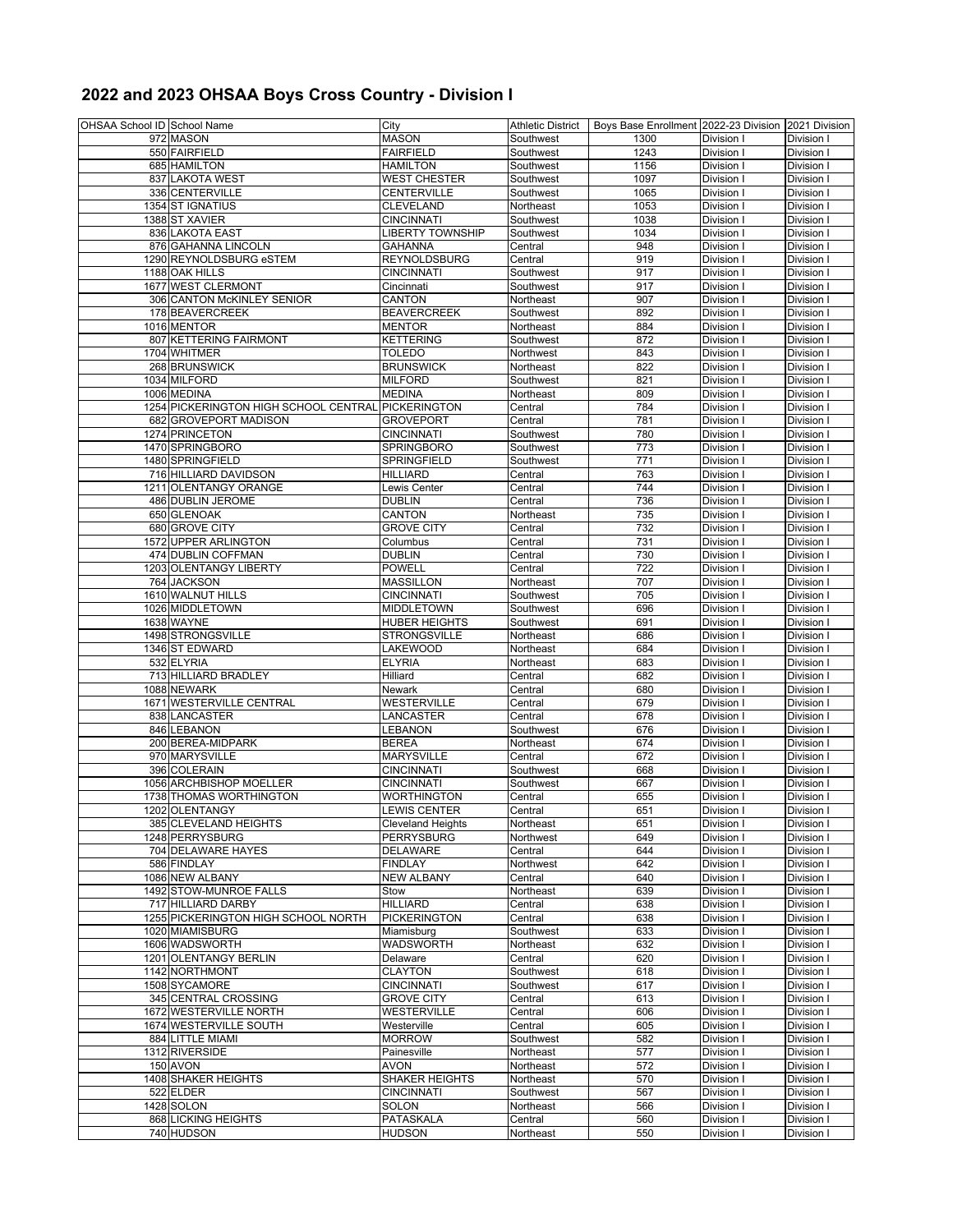# 2022 and 2023 OHSAA Boys Cross Country - Division I

| OHSAA School ID | School Name | City | Athletic District | Boys Base Enrollment | 2022-23 Division | 2021 Division |
|---|---|---|---|---|---|---|
| 972 | MASON | MASON | Southwest | 1300 | Division I | Division I |
| 550 | FAIRFIELD | FAIRFIELD | Southwest | 1243 | Division I | Division I |
| 685 | HAMILTON | HAMILTON | Southwest | 1156 | Division I | Division I |
| 837 | LAKOTA WEST | WEST CHESTER | Southwest | 1097 | Division I | Division I |
| 336 | CENTERVILLE | CENTERVILLE | Southwest | 1065 | Division I | Division I |
| 1354 | ST IGNATIUS | CLEVELAND | Northeast | 1053 | Division I | Division I |
| 1388 | ST XAVIER | CINCINNATI | Southwest | 1038 | Division I | Division I |
| 836 | LAKOTA EAST | LIBERTY TOWNSHIP | Southwest | 1034 | Division I | Division I |
| 876 | GAHANNA LINCOLN | GAHANNA | Central | 948 | Division I | Division I |
| 1290 | REYNOLDSBURG eSTEM | REYNOLDSBURG | Central | 919 | Division I | Division I |
| 1188 | OAK HILLS | CINCINNATI | Southwest | 917 | Division I | Division I |
| 1677 | WEST CLERMONT | Cincinnati | Southwest | 917 | Division I | Division I |
| 306 | CANTON McKINLEY SENIOR | CANTON | Northeast | 907 | Division I | Division I |
| 178 | BEAVERCREEK | BEAVERCREEK | Southwest | 892 | Division I | Division I |
| 1016 | MENTOR | MENTOR | Northeast | 884 | Division I | Division I |
| 807 | KETTERING FAIRMONT | KETTERING | Southwest | 872 | Division I | Division I |
| 1704 | WHITMER | TOLEDO | Northwest | 843 | Division I | Division I |
| 268 | BRUNSWICK | BRUNSWICK | Northeast | 822 | Division I | Division I |
| 1034 | MILFORD | MILFORD | Southwest | 821 | Division I | Division I |
| 1006 | MEDINA | MEDINA | Northeast | 809 | Division I | Division I |
| 1254 | PICKERINGTON HIGH SCHOOL CENTRAL | PICKERINGTON | Central | 784 | Division I | Division I |
| 682 | GROVEPORT MADISON | GROVEPORT | Central | 781 | Division I | Division I |
| 1274 | PRINCETON | CINCINNATI | Southwest | 780 | Division I | Division I |
| 1470 | SPRINGBORO | SPRINGBORO | Southwest | 773 | Division I | Division I |
| 1480 | SPRINGFIELD | SPRINGFIELD | Southwest | 771 | Division I | Division I |
| 716 | HILLIARD DAVIDSON | HILLIARD | Central | 763 | Division I | Division I |
| 1211 | OLENTANGY ORANGE | Lewis Center | Central | 744 | Division I | Division I |
| 486 | DUBLIN JEROME | DUBLIN | Central | 736 | Division I | Division I |
| 650 | GLENOAK | CANTON | Northeast | 735 | Division I | Division I |
| 680 | GROVE CITY | GROVE CITY | Central | 732 | Division I | Division I |
| 1572 | UPPER ARLINGTON | Columbus | Central | 731 | Division I | Division I |
| 474 | DUBLIN COFFMAN | DUBLIN | Central | 730 | Division I | Division I |
| 1203 | OLENTANGY LIBERTY | POWELL | Central | 722 | Division I | Division I |
| 764 | JACKSON | MASSILLON | Northeast | 707 | Division I | Division I |
| 1610 | WALNUT HILLS | CINCINNATI | Southwest | 705 | Division I | Division I |
| 1026 | MIDDLETOWN | MIDDLETOWN | Southwest | 696 | Division I | Division I |
| 1638 | WAYNE | HUBER HEIGHTS | Southwest | 691 | Division I | Division I |
| 1498 | STRONGSVILLE | STRONGSVILLE | Northeast | 686 | Division I | Division I |
| 1346 | ST EDWARD | LAKEWOOD | Northeast | 684 | Division I | Division I |
| 532 | ELYRIA | ELYRIA | Northeast | 683 | Division I | Division I |
| 713 | HILLIARD BRADLEY | Hilliard | Central | 682 | Division I | Division I |
| 1088 | NEWARK | Newark | Central | 680 | Division I | Division I |
| 1671 | WESTERVILLE CENTRAL | WESTERVILLE | Central | 679 | Division I | Division I |
| 838 | LANCASTER | LANCASTER | Central | 678 | Division I | Division I |
| 846 | LEBANON | LEBANON | Southwest | 676 | Division I | Division I |
| 200 | BEREA-MIDPARK | BEREA | Northeast | 674 | Division I | Division I |
| 970 | MARYSVILLE | MARYSVILLE | Central | 672 | Division I | Division I |
| 396 | COLERAIN | CINCINNATI | Southwest | 668 | Division I | Division I |
| 1056 | ARCHBISHOP MOELLER | CINCINNATI | Southwest | 667 | Division I | Division I |
| 1738 | THOMAS WORTHINGTON | WORTHINGTON | Central | 655 | Division I | Division I |
| 1202 | OLENTANGY | LEWIS CENTER | Central | 651 | Division I | Division I |
| 385 | CLEVELAND HEIGHTS | Cleveland Heights | Northeast | 651 | Division I | Division I |
| 1248 | PERRYSBURG | PERRYSBURG | Northwest | 649 | Division I | Division I |
| 704 | DELAWARE HAYES | DELAWARE | Central | 644 | Division I | Division I |
| 586 | FINDLAY | FINDLAY | Northwest | 642 | Division I | Division I |
| 1086 | NEW ALBANY | NEW ALBANY | Central | 640 | Division I | Division I |
| 1492 | STOW-MUNROE FALLS | Stow | Northeast | 639 | Division I | Division I |
| 717 | HILLIARD DARBY | HILLIARD | Central | 638 | Division I | Division I |
| 1255 | PICKERINGTON HIGH SCHOOL NORTH | PICKERINGTON | Central | 638 | Division I | Division I |
| 1020 | MIAMISBURG | Miamisburg | Southwest | 633 | Division I | Division I |
| 1606 | WADSWORTH | WADSWORTH | Northeast | 632 | Division I | Division I |
| 1201 | OLENTANGY BERLIN | Delaware | Central | 620 | Division I | Division I |
| 1142 | NORTHMONT | CLAYTON | Southwest | 618 | Division I | Division I |
| 1508 | SYCAMORE | CINCINNATI | Southwest | 617 | Division I | Division I |
| 345 | CENTRAL CROSSING | GROVE CITY | Central | 613 | Division I | Division I |
| 1672 | WESTERVILLE NORTH | WESTERVILLE | Central | 606 | Division I | Division I |
| 1674 | WESTERVILLE SOUTH | Westerville | Central | 605 | Division I | Division I |
| 884 | LITTLE MIAMI | MORROW | Southwest | 582 | Division I | Division I |
| 1312 | RIVERSIDE | Painesville | Northeast | 577 | Division I | Division I |
| 150 | AVON | AVON | Northeast | 572 | Division I | Division I |
| 1408 | SHAKER HEIGHTS | SHAKER HEIGHTS | Northeast | 570 | Division I | Division I |
| 522 | ELDER | CINCINNATI | Southwest | 567 | Division I | Division I |
| 1428 | SOLON | SOLON | Northeast | 566 | Division I | Division I |
| 868 | LICKING HEIGHTS | PATASKALA | Central | 560 | Division I | Division I |
| 740 | HUDSON | HUDSON | Northeast | 550 | Division I | Division I |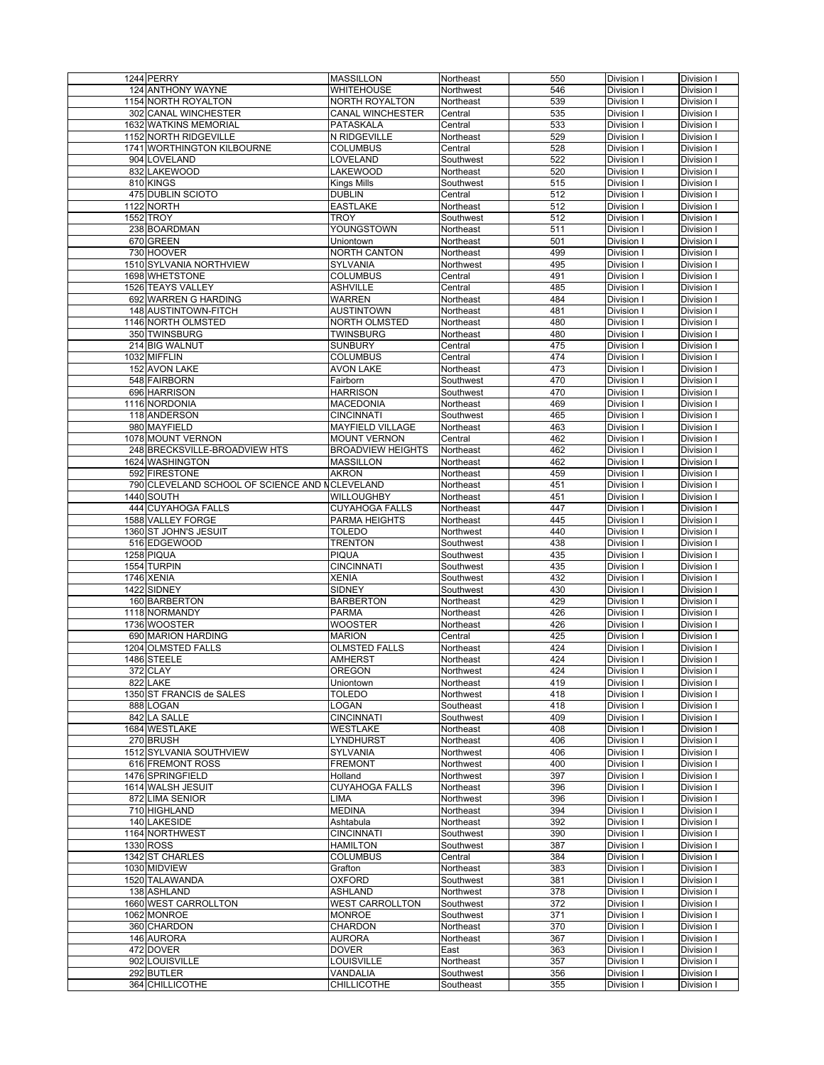| | | | | | | |
|---|---|---|---|---|---|---|
| 1244 | PERRY | MASSILLON | Northeast | 550 | Division I | Division I |
| 124 | ANTHONY WAYNE | WHITEHOUSE | Northwest | 546 | Division I | Division I |
| 1154 | NORTH ROYALTON | NORTH ROYALTON | Northeast | 539 | Division I | Division I |
| 302 | CANAL WINCHESTER | CANAL WINCHESTER | Central | 535 | Division I | Division I |
| 1632 | WATKINS MEMORIAL | PATASKALA | Central | 533 | Division I | Division I |
| 1152 | NORTH RIDGEVILLE | N RIDGEVILLE | Northeast | 529 | Division I | Division I |
| 1741 | WORTHINGTON KILBOURNE | COLUMBUS | Central | 528 | Division I | Division I |
| 904 | LOVELAND | LOVELAND | Southwest | 522 | Division I | Division I |
| 832 | LAKEWOOD | LAKEWOOD | Northeast | 520 | Division I | Division I |
| 810 | KINGS | Kings Mills | Southwest | 515 | Division I | Division I |
| 475 | DUBLIN SCIOTO | DUBLIN | Central | 512 | Division I | Division I |
| 1122 | NORTH | EASTLAKE | Northeast | 512 | Division I | Division I |
| 1552 | TROY | TROY | Southwest | 512 | Division I | Division I |
| 238 | BOARDMAN | YOUNGSTOWN | Northeast | 511 | Division I | Division I |
| 670 | GREEN | Uniontown | Northeast | 501 | Division I | Division I |
| 730 | HOOVER | NORTH CANTON | Northeast | 499 | Division I | Division I |
| 1510 | SYLVANIA NORTHVIEW | SYLVANIA | Northwest | 495 | Division I | Division I |
| 1698 | WHETSTONE | COLUMBUS | Central | 491 | Division I | Division I |
| 1526 | TEAYS VALLEY | ASHVILLE | Central | 485 | Division I | Division I |
| 692 | WARREN G HARDING | WARREN | Northeast | 484 | Division I | Division I |
| 148 | AUSTINTOWN-FITCH | AUSTINTOWN | Northeast | 481 | Division I | Division I |
| 1146 | NORTH OLMSTED | NORTH OLMSTED | Northeast | 480 | Division I | Division I |
| 350 | TWINSBURG | TWINSBURG | Northeast | 480 | Division I | Division I |
| 214 | BIG WALNUT | SUNBURY | Central | 475 | Division I | Division I |
| 1032 | MIFFLIN | COLUMBUS | Central | 474 | Division I | Division I |
| 152 | AVON LAKE | AVON LAKE | Northeast | 473 | Division I | Division I |
| 548 | FAIRBORN | Fairborn | Southwest | 470 | Division I | Division I |
| 696 | HARRISON | HARRISON | Southwest | 470 | Division I | Division I |
| 1116 | NORDONIA | MACEDONIA | Northeast | 469 | Division I | Division I |
| 118 | ANDERSON | CINCINNATI | Southwest | 465 | Division I | Division I |
| 980 | MAYFIELD | MAYFIELD VILLAGE | Northeast | 463 | Division I | Division I |
| 1078 | MOUNT VERNON | MOUNT VERNON | Central | 462 | Division I | Division I |
| 248 | BRECKSVILLE-BROADVIEW HTS | BROADVIEW HEIGHTS | Northeast | 462 | Division I | Division I |
| 1624 | WASHINGTON | MASSILLON | Northeast | 462 | Division I | Division I |
| 592 | FIRESTONE | AKRON | Northeast | 459 | Division I | Division I |
| 790 | CLEVELAND SCHOOL OF SCIENCE AND M | CLEVELAND | Northeast | 451 | Division I | Division I |
| 1440 | SOUTH | WILLOUGHBY | Northeast | 451 | Division I | Division I |
| 444 | CUYAHOGA FALLS | CUYAHOGA FALLS | Northeast | 447 | Division I | Division I |
| 1588 | VALLEY FORGE | PARMA HEIGHTS | Northeast | 445 | Division I | Division I |
| 1360 | ST JOHN'S JESUIT | TOLEDO | Northwest | 440 | Division I | Division I |
| 516 | EDGEWOOD | TRENTON | Southwest | 438 | Division I | Division I |
| 1258 | PIQUA | PIQUA | Southwest | 435 | Division I | Division I |
| 1554 | TURPIN | CINCINNATI | Southwest | 435 | Division I | Division I |
| 1746 | XENIA | XENIA | Southwest | 432 | Division I | Division I |
| 1422 | SIDNEY | SIDNEY | Southwest | 430 | Division I | Division I |
| 160 | BARBERTON | BARBERTON | Northeast | 429 | Division I | Division I |
| 1118 | NORMANDY | PARMA | Northeast | 426 | Division I | Division I |
| 1736 | WOOSTER | WOOSTER | Northeast | 426 | Division I | Division I |
| 690 | MARION HARDING | MARION | Central | 425 | Division I | Division I |
| 1204 | OLMSTED FALLS | OLMSTED FALLS | Northeast | 424 | Division I | Division I |
| 1486 | STEELE | AMHERST | Northeast | 424 | Division I | Division I |
| 372 | CLAY | OREGON | Northwest | 424 | Division I | Division I |
| 822 | LAKE | Uniontown | Northeast | 419 | Division I | Division I |
| 1350 | ST FRANCIS de SALES | TOLEDO | Northwest | 418 | Division I | Division I |
| 888 | LOGAN | LOGAN | Southeast | 418 | Division I | Division I |
| 842 | LA SALLE | CINCINNATI | Southwest | 409 | Division I | Division I |
| 1684 | WESTLAKE | WESTLAKE | Northeast | 408 | Division I | Division I |
| 270 | BRUSH | LYNDHURST | Northeast | 406 | Division I | Division I |
| 1512 | SYLVANIA SOUTHVIEW | SYLVANIA | Northwest | 406 | Division I | Division I |
| 616 | FREMONT ROSS | FREMONT | Northwest | 400 | Division I | Division I |
| 1476 | SPRINGFIELD | Holland | Northwest | 397 | Division I | Division I |
| 1614 | WALSH JESUIT | CUYAHOGA FALLS | Northeast | 396 | Division I | Division I |
| 872 | LIMA SENIOR | LIMA | Northwest | 396 | Division I | Division I |
| 710 | HIGHLAND | MEDINA | Northeast | 394 | Division I | Division I |
| 140 | LAKESIDE | Ashtabula | Northeast | 392 | Division I | Division I |
| 1164 | NORTHWEST | CINCINNATI | Southwest | 390 | Division I | Division I |
| 1330 | ROSS | HAMILTON | Southwest | 387 | Division I | Division I |
| 1342 | ST CHARLES | COLUMBUS | Central | 384 | Division I | Division I |
| 1030 | MIDVIEW | Grafton | Northeast | 383 | Division I | Division I |
| 1520 | TALAWANDA | OXFORD | Southwest | 381 | Division I | Division I |
| 138 | ASHLAND | ASHLAND | Northwest | 378 | Division I | Division I |
| 1660 | WEST CARROLLTON | WEST CARROLLTON | Southwest | 372 | Division I | Division I |
| 1062 | MONROE | MONROE | Southwest | 371 | Division I | Division I |
| 360 | CHARDON | CHARDON | Northeast | 370 | Division I | Division I |
| 146 | AURORA | AURORA | Northeast | 367 | Division I | Division I |
| 472 | DOVER | DOVER | East | 363 | Division I | Division I |
| 902 | LOUISVILLE | LOUISVILLE | Northeast | 357 | Division I | Division I |
| 292 | BUTLER | VANDALIA | Southwest | 356 | Division I | Division I |
| 364 | CHILLICOTHE | CHILLICOTHE | Southeast | 355 | Division I | Division I |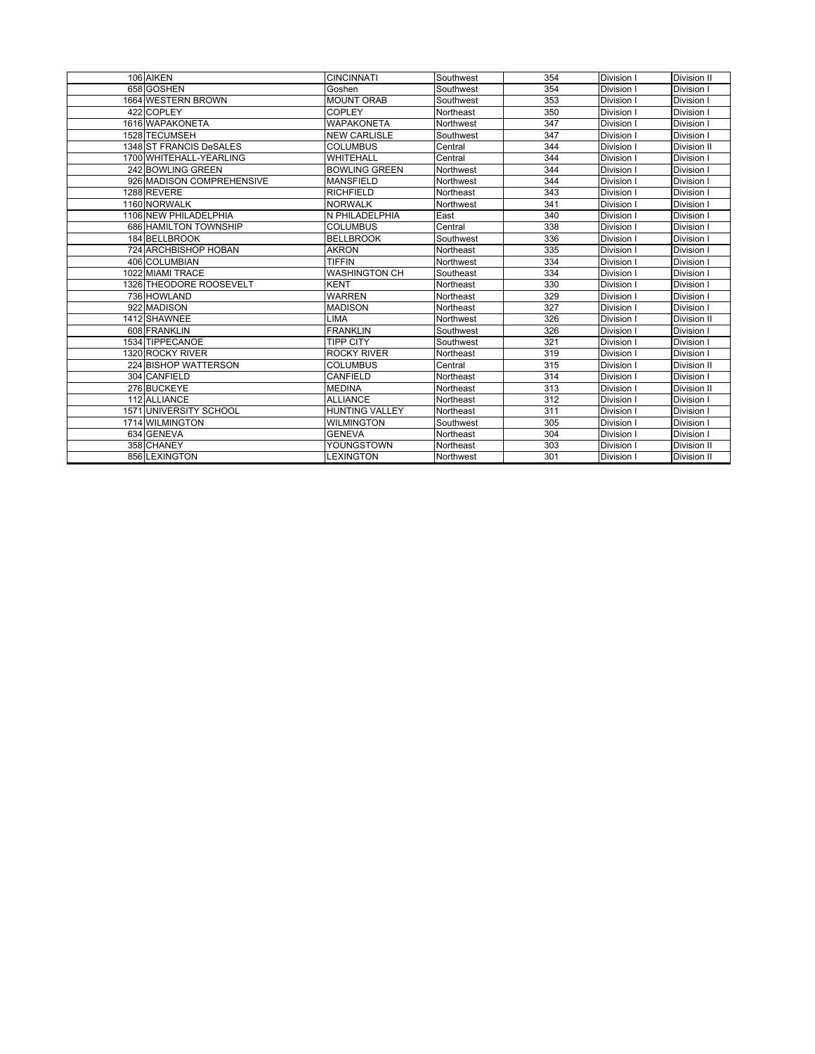| | | | | | | |
|---|---|---|---|---|---|---|
| 106 | AIKEN | CINCINNATI | Southwest | 354 | Division I | Division II |
| 658 | GOSHEN | Goshen | Southwest | 354 | Division I | Division I |
| 1664 | WESTERN BROWN | MOUNT ORAB | Southwest | 353 | Division I | Division I |
| 422 | COPLEY | COPLEY | Northeast | 350 | Division I | Division I |
| 1616 | WAPAKONETA | WAPAKONETA | Northwest | 347 | Division I | Division I |
| 1528 | TECUMSEH | NEW CARLISLE | Southwest | 347 | Division I | Division I |
| 1348 | ST FRANCIS DeSALES | COLUMBUS | Central | 344 | Division I | Division II |
| 1700 | WHITEHALL-YEARLING | WHITEHALL | Central | 344 | Division I | Division I |
| 242 | BOWLING GREEN | BOWLING GREEN | Northwest | 344 | Division I | Division I |
| 926 | MADISON COMPREHENSIVE | MANSFIELD | Northwest | 344 | Division I | Division I |
| 1288 | REVERE | RICHFIELD | Northeast | 343 | Division I | Division I |
| 1160 | NORWALK | NORWALK | Northwest | 341 | Division I | Division I |
| 1106 | NEW PHILADELPHIA | N PHILADELPHIA | East | 340 | Division I | Division I |
| 686 | HAMILTON TOWNSHIP | COLUMBUS | Central | 338 | Division I | Division I |
| 184 | BELLBROOK | BELLBROOK | Southwest | 336 | Division I | Division I |
| 724 | ARCHBISHOP HOBAN | AKRON | Northeast | 335 | Division I | Division I |
| 406 | COLUMBIAN | TIFFIN | Northwest | 334 | Division I | Division I |
| 1022 | MIAMI TRACE | WASHINGTON CH | Southeast | 334 | Division I | Division I |
| 1326 | THEODORE ROOSEVELT | KENT | Northeast | 330 | Division I | Division I |
| 736 | HOWLAND | WARREN | Northeast | 329 | Division I | Division I |
| 922 | MADISON | MADISON | Northeast | 327 | Division I | Division I |
| 1412 | SHAWNEE | LIMA | Northwest | 326 | Division I | Division II |
| 608 | FRANKLIN | FRANKLIN | Southwest | 326 | Division I | Division I |
| 1534 | TIPPECANOE | TIPP CITY | Southwest | 321 | Division I | Division I |
| 1320 | ROCKY RIVER | ROCKY RIVER | Northeast | 319 | Division I | Division I |
| 224 | BISHOP WATTERSON | COLUMBUS | Central | 315 | Division I | Division II |
| 304 | CANFIELD | CANFIELD | Northeast | 314 | Division I | Division I |
| 276 | BUCKEYE | MEDINA | Northeast | 313 | Division I | Division II |
| 112 | ALLIANCE | ALLIANCE | Northeast | 312 | Division I | Division I |
| 1571 | UNIVERSITY SCHOOL | HUNTING VALLEY | Northeast | 311 | Division I | Division I |
| 1714 | WILMINGTON | WILMINGTON | Southwest | 305 | Division I | Division I |
| 634 | GENEVA | GENEVA | Northeast | 304 | Division I | Division I |
| 358 | CHANEY | YOUNGSTOWN | Northeast | 303 | Division I | Division II |
| 856 | LEXINGTON | LEXINGTON | Northwest | 301 | Division I | Division II |